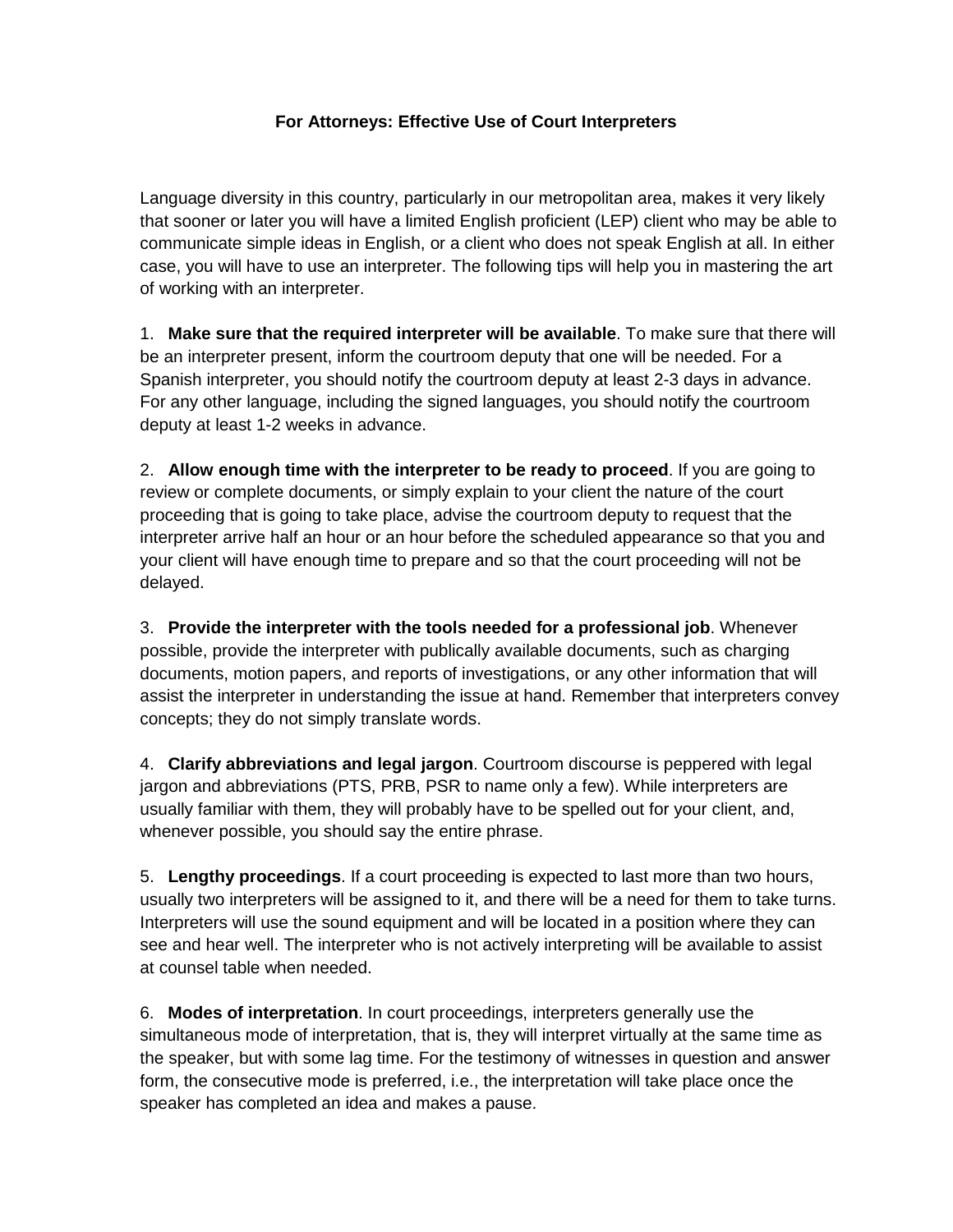# For Attorneys: Effective Use of Court Interpreters

Language diversity in this country, particularly in our metropolitan area, makes it very likely that sooner or later you will have a limited English proficient (LEP) client who may be able to communicate simple ideas in English, or a client who does not speak English at all. In either case, you will have to use an interpreter. The following tips will help you in mastering the art of working with an interpreter.

1. **Make sure that the required interpreter will be available**. To make sure that there will be an interpreter present, inform the courtroom deputy that one will be needed. For a Spanish interpreter, you should notify the courtroom deputy at least 2-3 days in advance. For any other language, including the signed languages, you should notify the courtroom deputy at least 1-2 weeks in advance.

2. **Allow enough time with the interpreter to be ready to proceed**. If you are going to review or complete documents, or simply explain to your client the nature of the court proceeding that is going to take place, advise the courtroom deputy to request that the interpreter arrive half an hour or an hour before the scheduled appearance so that you and your client will have enough time to prepare and so that the court proceeding will not be delayed.

3. **Provide the interpreter with the tools needed for a professional job**. Whenever possible, provide the interpreter with publically available documents, such as charging documents, motion papers, and reports of investigations, or any other information that will assist the interpreter in understanding the issue at hand. Remember that interpreters convey concepts; they do not simply translate words.

4. **Clarify abbreviations and legal jargon**. Courtroom discourse is peppered with legal jargon and abbreviations (PTS, PRB, PSR to name only a few). While interpreters are usually familiar with them, they will probably have to be spelled out for your client, and, whenever possible, you should say the entire phrase.

5. **Lengthy proceedings**. If a court proceeding is expected to last more than two hours, usually two interpreters will be assigned to it, and there will be a need for them to take turns. Interpreters will use the sound equipment and will be located in a position where they can see and hear well. The interpreter who is not actively interpreting will be available to assist at counsel table when needed.

6. **Modes of interpretation**. In court proceedings, interpreters generally use the simultaneous mode of interpretation, that is, they will interpret virtually at the same time as the speaker, but with some lag time. For the testimony of witnesses in question and answer form, the consecutive mode is preferred, i.e., the interpretation will take place once the speaker has completed an idea and makes a pause.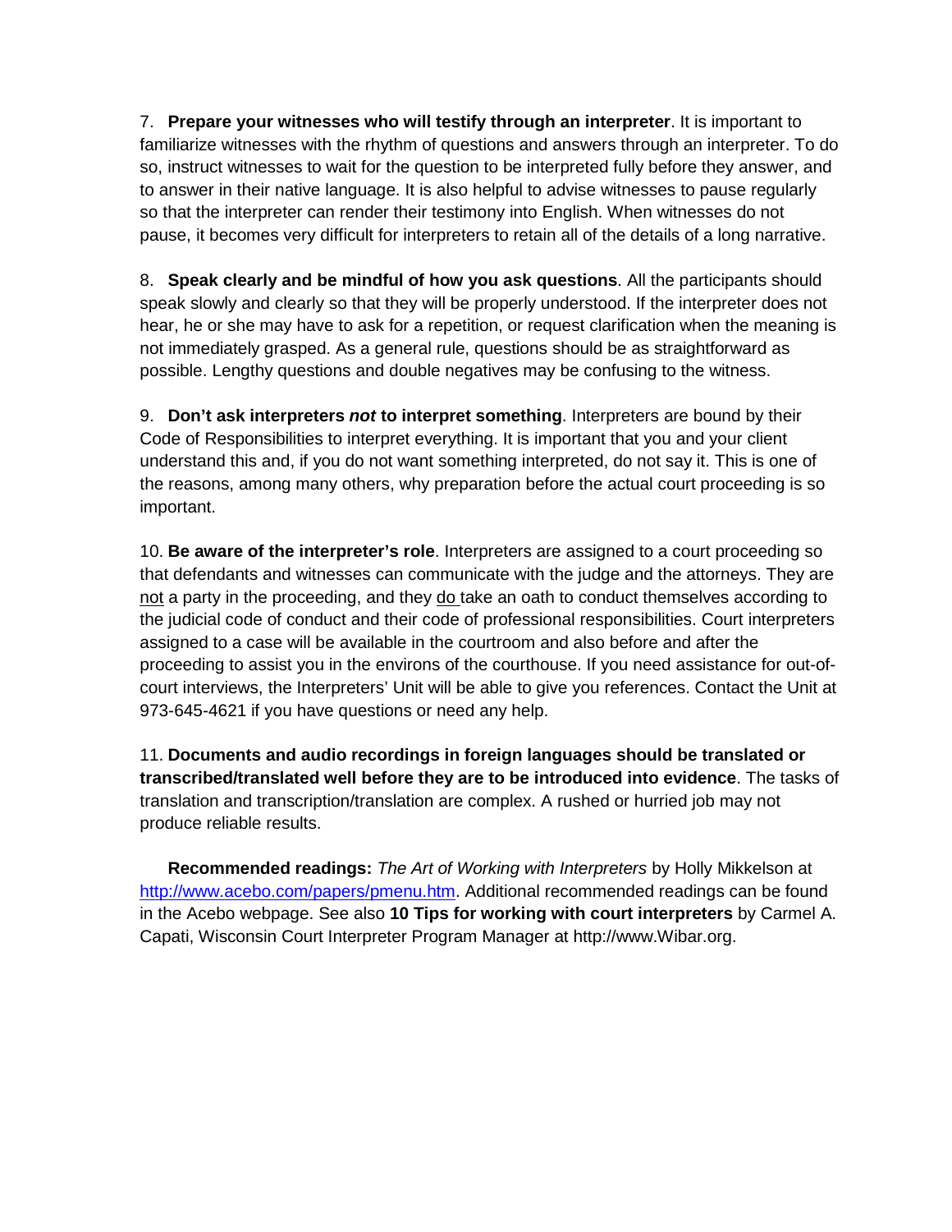7. **Prepare your witnesses who will testify through an interpreter**. It is important to familiarize witnesses with the rhythm of questions and answers through an interpreter. To do so, instruct witnesses to wait for the question to be interpreted fully before they answer, and to answer in their native language. It is also helpful to advise witnesses to pause regularly so that the interpreter can render their testimony into English. When witnesses do not pause, it becomes very difficult for interpreters to retain all of the details of a long narrative.

8. **Speak clearly and be mindful of how you ask questions**. All the participants should speak slowly and clearly so that they will be properly understood. If the interpreter does not hear, he or she may have to ask for a repetition, or request clarification when the meaning is not immediately grasped. As a general rule, questions should be as straightforward as possible. Lengthy questions and double negatives may be confusing to the witness.

9. **Don't ask interpreters *not* to interpret something**. Interpreters are bound by their Code of Responsibilities to interpret everything. It is important that you and your client understand this and, if you do not want something interpreted, do not say it. This is one of the reasons, among many others, why preparation before the actual court proceeding is so important.

10. **Be aware of the interpreter's role**. Interpreters are assigned to a court proceeding so that defendants and witnesses can communicate with the judge and the attorneys. They are <u>not</u> a party in the proceeding, and they <u>do</u> take an oath to conduct themselves according to the judicial code of conduct and their code of professional responsibilities. Court interpreters assigned to a case will be available in the courtroom and also before and after the proceeding to assist you in the environs of the courthouse. If you need assistance for out-of-court interviews, the Interpreters' Unit will be able to give you references. Contact the Unit at 973-645-4621 if you have questions or need any help.

11. **Documents and audio recordings in foreign languages should be translated or transcribed/translated well before they are to be introduced into evidence**. The tasks of translation and transcription/translation are complex. A rushed or hurried job may not produce reliable results.

**Recommended readings:** *The Art of Working with Interpreters* by Holly Mikkelson at http://www.acebo.com/papers/pmenu.htm. Additional recommended readings can be found in the Acebo webpage. See also **10 Tips for working with court interpreters** by Carmel A. Capati, Wisconsin Court Interpreter Program Manager at http://www.Wibar.org.